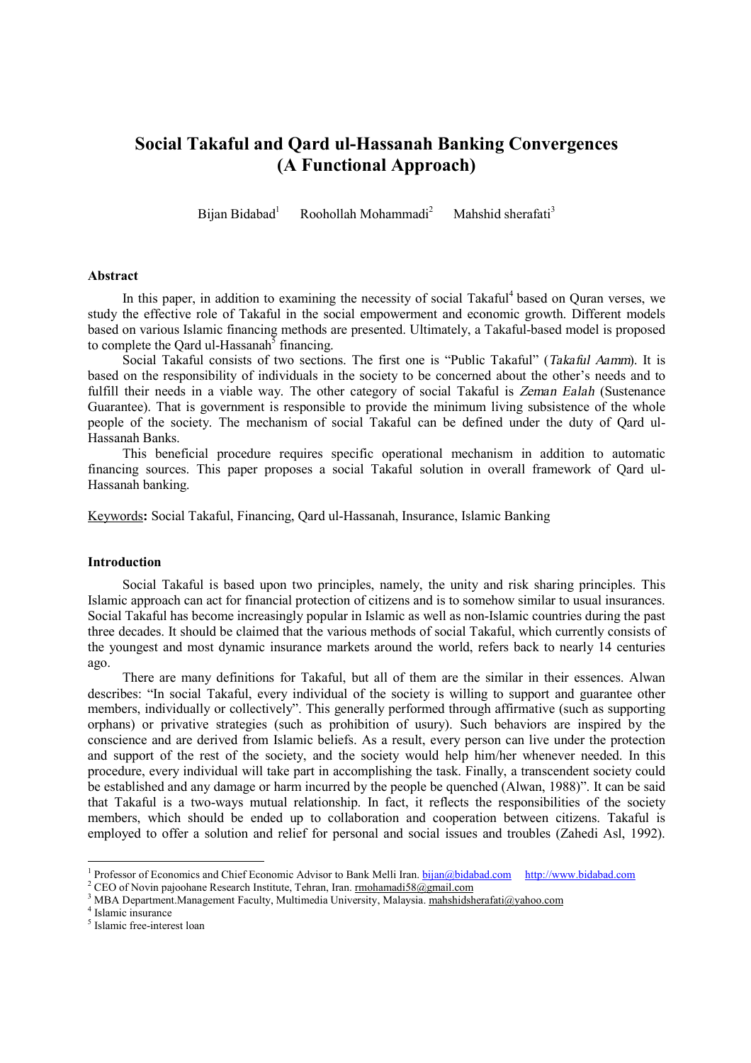# Social Takaful and Qard ul-Hassanah Banking Convergences (A Functional Approach)

Bijan Bidabad[1] Roohollah Mohammadi[2] Mahshid sherafati[3]

## Abstract

In this paper, in addition to examining the necessity of social Takaful[4] based on Quran verses, we study the effective role of Takaful in the social empowerment and economic growth. Different models based on various Islamic financing methods are presented. Ultimately, a Takaful-based model is proposed to complete the Qard ul-Hassanah[5] financing.

Social Takaful consists of two sections. The first one is "Public Takaful" (*Takaful Aamm*). It is based on the responsibility of individuals in the society to be concerned about the other's needs and to fulfill their needs in a viable way. The other category of social Takaful is *Zeman Ealah* (Sustenance Guarantee). That is government is responsible to provide the minimum living subsistence of the whole people of the society. The mechanism of social Takaful can be defined under the duty of Qard ul-Hassanah Banks.

This beneficial procedure requires specific operational mechanism in addition to automatic financing sources. This paper proposes a social Takaful solution in overall framework of Qard ul-Hassanah banking.

Keywords**:** Social Takaful, Financing, Qard ul-Hassanah, Insurance, Islamic Banking

## Introduction

Social Takaful is based upon two principles, namely, the unity and risk sharing principles. This Islamic approach can act for financial protection of citizens and is to somehow similar to usual insurances. Social Takaful has become increasingly popular in Islamic as well as non-Islamic countries during the past three decades. It should be claimed that the various methods of social Takaful, which currently consists of the youngest and most dynamic insurance markets around the world, refers back to nearly 14 centuries ago.

There are many definitions for Takaful, but all of them are the similar in their essences. Alwan describes: "In social Takaful, every individual of the society is willing to support and guarantee other members, individually or collectively". This generally performed through affirmative (such as supporting orphans) or privative strategies (such as prohibition of usury). Such behaviors are inspired by the conscience and are derived from Islamic beliefs. As a result, every person can live under the protection and support of the rest of the society, and the society would help him/her whenever needed. In this procedure, every individual will take part in accomplishing the task. Finally, a transcendent society could be established and any damage or harm incurred by the people be quenched (Alwan, 1988)". It can be said that Takaful is a two-ways mutual relationship. In fact, it reflects the responsibilities of the society members, which should be ended up to collaboration and cooperation between citizens. Takaful is employed to offer a solution and relief for personal and social issues and troubles (Zahedi Asl, 1992).

---

[1] Professor of Economics and Chief Economic Advisor to Bank Melli Iran. bijan@bidabad.com http://www.bidabad.com

[2] CEO of Novin pajoohane Research Institute, Tehran, Iran. rmohamadi58@gmail.com

[3] MBA Department.Management Faculty, Multimedia University, Malaysia. mahshidsherafati@yahoo.com

[4] Islamic insurance

[5] Islamic free-interest loan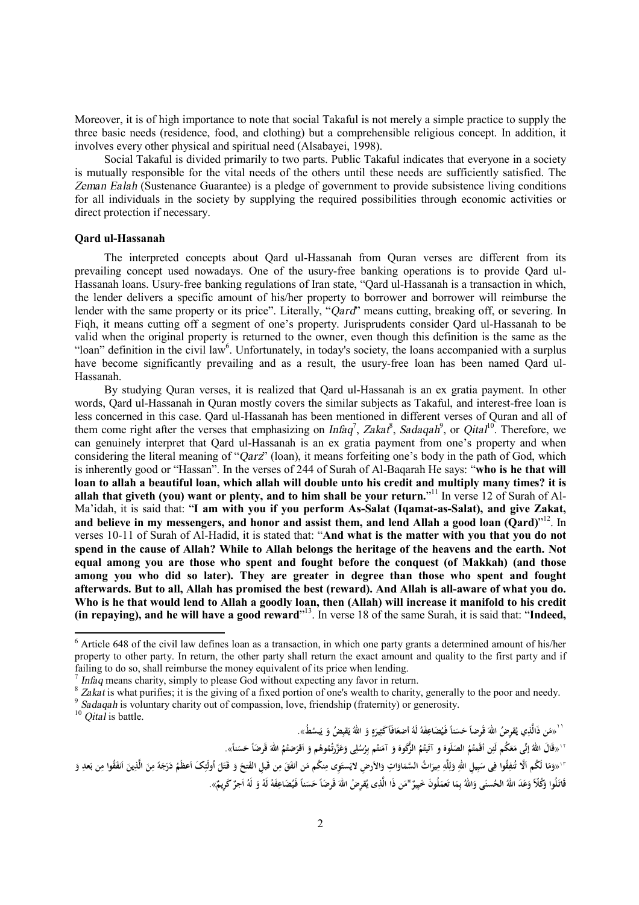Moreover, it is of high importance to note that social Takaful is not merely a simple practice to supply the three basic needs (residence, food, and clothing) but a comprehensible religious concept. In addition, it involves every other physical and spiritual need (Alsabayei, 1998).

Social Takaful is divided primarily to two parts. Public Takaful indicates that everyone in a society is mutually responsible for the vital needs of the others until these needs are sufficiently satisfied. The *Zeman Ealah* (Sustenance Guarantee) is a pledge of government to provide subsistence living conditions for all individuals in the society by supplying the required possibilities through economic activities or direct protection if necessary.

### Qard ul-Hassanah

The interpreted concepts about Qard ul-Hassanah from Quran verses are different from its prevailing concept used nowadays. One of the usury-free banking operations is to provide Qard ul-Hassanah loans. Usury-free banking regulations of Iran state, "Qard ul-Hassanah is a transaction in which, the lender delivers a specific amount of his/her property to borrower and borrower will reimburse the lender with the same property or its price". Literally, "*Qard*" means cutting, breaking off, or severing. In Fiqh, it means cutting off a segment of one's property. Jurisprudents consider Qard ul-Hassanah to be valid when the original property is returned to the owner, even though this definition is the same as the "loan" definition in the civil law[6]. Unfortunately, in today's society, the loans accompanied with a surplus have become significantly prevailing and as a result, the usury-free loan has been named Qard ul-Hassanah.

By studying Quran verses, it is realized that Qard ul-Hassanah is an ex gratia payment. In other words, Qard ul-Hassanah in Quran mostly covers the similar subjects as Takaful, and interest-free loan is less concerned in this case. Qard ul-Hassanah has been mentioned in different verses of Quran and all of them come right after the verses that emphasizing on *Infaq*[7], *Zakat*[8], *Sadaqah*[9], or *Qital*[10]. Therefore, we can genuinely interpret that Qard ul-Hassanah is an ex gratia payment from one's property and when considering the literal meaning of "*Qarz*" (loan), it means forfeiting one's body in the path of God, which is inherently good or "Hassan". In the verses of 244 of Surah of Al-Baqarah He says: "**who is he that will loan to allah a beautiful loan, which allah will double unto his credit and multiply many times? it is allah that giveth (you) want or plenty, and to him shall be your return.**"[11] In verse 12 of Surah of Al-Ma'idah, it is said that: "**I am with you if you perform As-Salat (Iqamat-as-Salat), and give Zakat, and believe in my messengers, and honor and assist them, and lend Allah a good loan (Qard)**"[12]. In verses 10-11 of Surah of Al-Hadid, it is stated that: "**And what is the matter with you that you do not spend in the cause of Allah? While to Allah belongs the heritage of the heavens and the earth. Not equal among you are those who spent and fought before the conquest (of Makkah) (and those among you who did so later). They are greater in degree than those who spent and fought afterwards. But to all, Allah has promised the best (reward). And Allah is all-aware of what you do. Who is he that would lend to Allah a goodly loan, then (Allah) will increase it manifold to his credit (in repaying), and he will have a good reward**"[13]. In verse 18 of the same Surah, it is said that: "**Indeed,**

---

[6] Article 648 of the civil law defines loan as a transaction, in which one party grants a determined amount of his/her property to other party. In return, the other party shall return the exact amount and quality to the first party and if failing to do so, shall reimburse the money equivalent of its price when lending.

[7] *Infaq* means charity, simply to please God without expecting any favor in return.

[8] *Zakat* is what purifies; it is the giving of a fixed portion of one's wealth to charity, generally to the poor and needy.

[9] *Sadaqah* is voluntary charity out of compassion, love, friendship (fraternity) or generosity.

[10] *Qital* is battle.

[11] «مَن ذَالَّذِي يُقرِضُ اللهَ قَرضاً حَسَناً فَيُضَاعِفهُ لَهُ أضعَافاً كَثِيرَة وَ اللهُ يَقبِضُ وَ يَبسُطُ».

[12] «قَالَ اللهُ إِنِّي مَعَكُم لَئِن أقَمتُمُ الصَلوة و آتَيتُمُ الزَّكوة وَ آمَنتُم بِرُسُلِي وَعَزَّرتُمُوهُم وَ اَقرَضتُمُ اللهَ قَرضاً حَسَناً».

[13] «وَمَا لَكُم أَلَّا تُنفِقُوا فِي سَبِيلِ اللهِ وَلِلَّهِ مِيرَاثُ السَّمَاوَاتِ وَالأرضِ لايَستَوِي مِنكُم مَن أنفَقَ مِن قَبلِ الفَتحِ وَ قَتَلَ أُولَئِكَ أعظَمُ دَرَجَةً مِنَ الَّذِينَ أنفَقُوا مِن بَعدِ وَ قَاتَلُوا وَكُلّاً وَعَدَ اللهُ الحُسنَى وَاللهُ بِمَا تَعمَلُونَ خَبِيرٌ*مَن ذَا الَّذِي يُقرِضُ اللهَ قَرضاً حَسَناً فَيُضَاعِفهُ لَهُ وَ لَهُ أجرٌ كَرِيمٌ».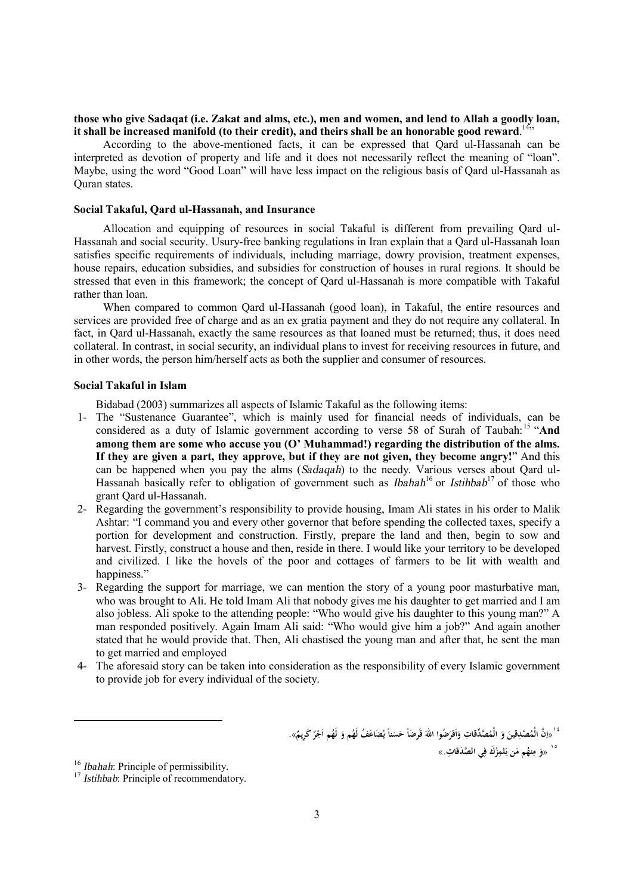**those who give Sadaqat (i.e. Zakat and alms, etc.), men and women, and lend to Allah a goodly loan, it shall be increased manifold (to their credit), and theirs shall be an honorable good reward**.[14]"

According to the above-mentioned facts, it can be expressed that Qard ul-Hassanah can be interpreted as devotion of property and life and it does not necessarily reflect the meaning of "loan". Maybe, using the word "Good Loan" will have less impact on the religious basis of Qard ul-Hassanah as Quran states.

### Social Takaful, Qard ul-Hassanah, and Insurance

Allocation and equipping of resources in social Takaful is different from prevailing Qard ul-Hassanah and social security. Usury-free banking regulations in Iran explain that a Qard ul-Hassanah loan satisfies specific requirements of individuals, including marriage, dowry provision, treatment expenses, house repairs, education subsidies, and subsidies for construction of houses in rural regions. It should be stressed that even in this framework; the concept of Qard ul-Hassanah is more compatible with Takaful rather than loan.

When compared to common Qard ul-Hassanah (good loan), in Takaful, the entire resources and services are provided free of charge and as an ex gratia payment and they do not require any collateral. In fact, in Qard ul-Hassanah, exactly the same resources as that loaned must be returned; thus, it does need collateral. In contrast, in social security, an individual plans to invest for receiving resources in future, and in other words, the person him/herself acts as both the supplier and consumer of resources.

### Social Takaful in Islam

Bidabad (2003) summarizes all aspects of Islamic Takaful as the following items:

1- The "Sustenance Guarantee", which is mainly used for financial needs of individuals, can be considered as a duty of Islamic government according to verse 58 of Surah of Taubah:[15] "**And among them are some who accuse you (O' Muhammad!) regarding the distribution of the alms. If they are given a part, they approve, but if they are not given, they become angry!**" And this can be happened when you pay the alms (*Sadaqah*) to the needy. Various verses about Qard ul-Hassanah basically refer to obligation of government such as *Ibahah*[16] or *Istihbab*[17] of those who grant Qard ul-Hassanah.
2- Regarding the government's responsibility to provide housing, Imam Ali states in his order to Malik Ashtar: "I command you and every other governor that before spending the collected taxes, specify a portion for development and construction. Firstly, prepare the land and then, begin to sow and harvest. Firstly, construct a house and then, reside in there. I would like your territory to be developed and civilized. I like the hovels of the poor and cottages of farmers to be lit with wealth and happiness."
3- Regarding the support for marriage, we can mention the story of a young poor masturbative man, who was brought to Ali. He told Imam Ali that nobody gives me his daughter to get married and I am also jobless. Ali spoke to the attending people: "Who would give his daughter to this young man?" A man responded positively. Again Imam Ali said: "Who would give him a job?" And again another stated that he would provide that. Then, Ali chastised the young man and after that, he sent the man to get married and employed
4- The aforesaid story can be taken into consideration as the responsibility of every Islamic government to provide job for every individual of the society.

---

[14] «انَّ الْمُصَّدِقِينَ وَ الْمُصَّدِّقاتِ وَاَقرَضُوا اللهَ قَرضاً حَسَناً يُضاعَفُ لَهُم وَ لَهُم اَجْرٌ كَريمٌ».

[15] «وَ مِنهُم مَن يَلمِزُكَ فِي الصَّدَقاتِ.»

[16] *Ibahah*: Principle of permissibility.

[17] *Istihbab*: Principle of recommendatory.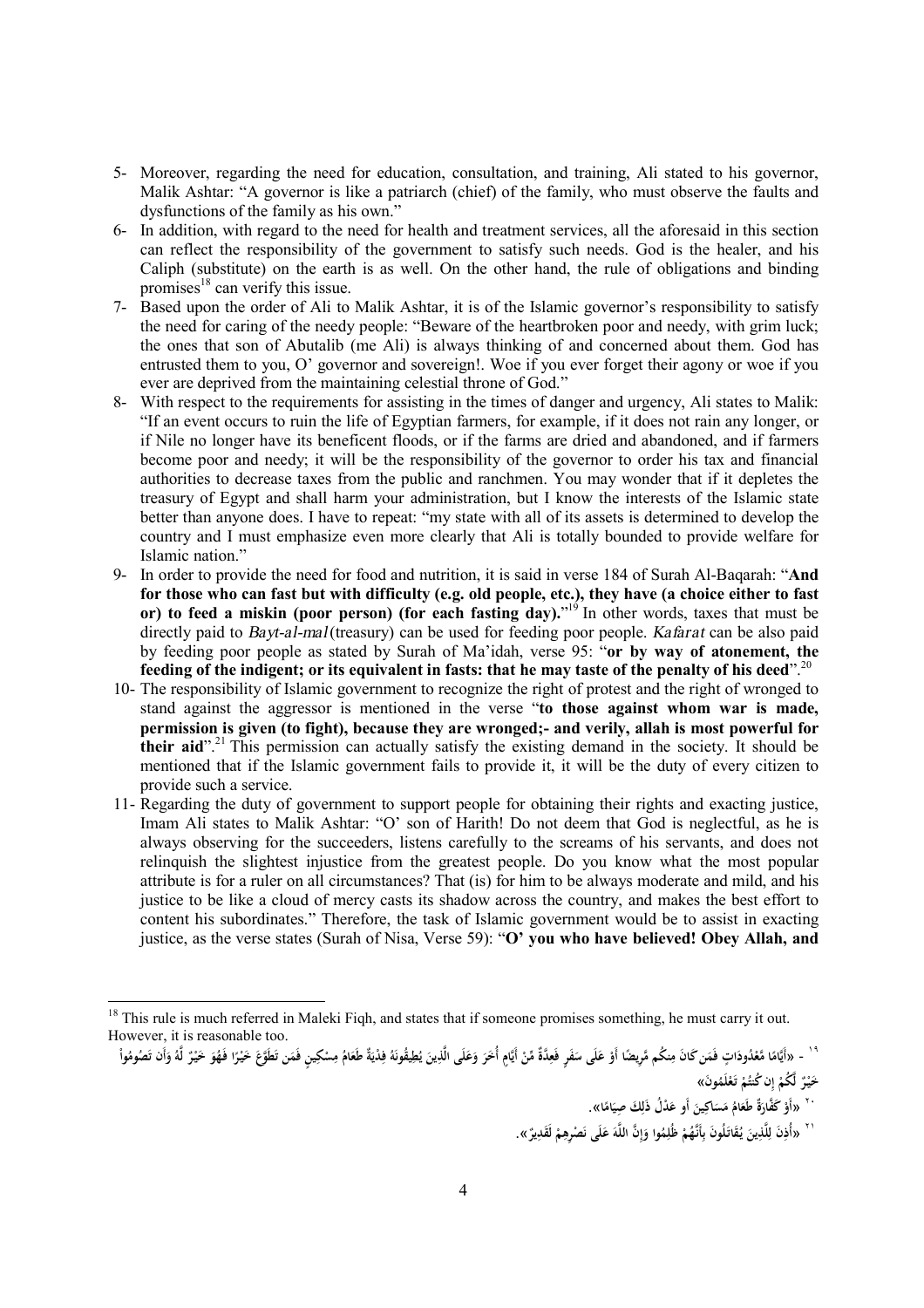5- Moreover, regarding the need for education, consultation, and training, Ali stated to his governor, Malik Ashtar: "A governor is like a patriarch (chief) of the family, who must observe the faults and dysfunctions of the family as his own."

6- In addition, with regard to the need for health and treatment services, all the aforesaid in this section can reflect the responsibility of the government to satisfy such needs. God is the healer, and his Caliph (substitute) on the earth is as well. On the other hand, the rule of obligations and binding promises[18] can verify this issue.

7- Based upon the order of Ali to Malik Ashtar, it is of the Islamic governor's responsibility to satisfy the need for caring of the needy people: "Beware of the heartbroken poor and needy, with grim luck; the ones that son of Abutalib (me Ali) is always thinking of and concerned about them. God has entrusted them to you, O' governor and sovereign!. Woe if you ever forget their agony or woe if you ever are deprived from the maintaining celestial throne of God."

8- With respect to the requirements for assisting in the times of danger and urgency, Ali states to Malik: "If an event occurs to ruin the life of Egyptian farmers, for example, if it does not rain any longer, or if Nile no longer have its beneficent floods, or if the farms are dried and abandoned, and if farmers become poor and needy; it will be the responsibility of the governor to order his tax and financial authorities to decrease taxes from the public and ranchmen. You may wonder that if it depletes the treasury of Egypt and shall harm your administration, but I know the interests of the Islamic state better than anyone does. I have to repeat: "my state with all of its assets is determined to develop the country and I must emphasize even more clearly that Ali is totally bounded to provide welfare for Islamic nation."

9- In order to provide the need for food and nutrition, it is said in verse 184 of Surah Al-Baqarah: "**And for those who can fast but with difficulty (e.g. old people, etc.), they have (a choice either to fast or) to feed a miskin (poor person) (for each fasting day).**"[19] In other words, taxes that must be directly paid to *Bayt-al-mal* (treasury) can be used for feeding poor people. *Kafarat* can be also paid by feeding poor people as stated by Surah of Ma'idah, verse 95: "**or by way of atonement, the feeding of the indigent; or its equivalent in fasts: that he may taste of the penalty of his deed**".[20]

10- The responsibility of Islamic government to recognize the right of protest and the right of wronged to stand against the aggressor is mentioned in the verse "**to those against whom war is made, permission is given (to fight), because they are wronged;- and verily, allah is most powerful for their aid**".[21] This permission can actually satisfy the existing demand in the society. It should be mentioned that if the Islamic government fails to provide it, it will be the duty of every citizen to provide such a service.

11- Regarding the duty of government to support people for obtaining their rights and exacting justice, Imam Ali states to Malik Ashtar: "O' son of Harith! Do not deem that God is neglectful, as he is always observing for the succeeders, listens carefully to the screams of his servants, and does not relinquish the slightest injustice from the greatest people. Do you know what the most popular attribute is for a ruler on all circumstances? That (is) for him to be always moderate and mild, and his justice to be like a cloud of mercy casts its shadow across the country, and makes the best effort to content his subordinates." Therefore, the task of Islamic government would be to assist in exacting justice, as the verse states (Surah of Nisa, Verse 59): "**O' you who have believed! Obey Allah, and**

---

[18] This rule is much referred in Maleki Fiqh, and states that if someone promises something, he must carry it out. However, it is reasonable too.

[19] - «أَيَّامًا مَّعْدُودَاتٍ فَمَن كَانَ مِنكُم مَّرِيضًا أَوْ عَلَى سَفَرٍ فَعِدَّةٌ مِّنْ أَيَّامٍ أُخَرَ وَعَلَى الَّذِينَ يُطِيقُونَهُ فِدْيَةٌ طَعَامُ مِسْكِينٍ فَمَن تَطَوَّعَ خَيْرًا فَهُوَ خَيْرٌ لَّهُ وَأَن تَصُومُواْ خَيْرٌ لَّكُمْ إِن كُنتُمْ تَعْلَمُونَ»

[20] «أَوْ كَفَّارَةٌ طَعَامُ مَسَاكِينَ أَو عَدْلُ ذَلِكَ صِيَامًا».

[21] «أُذِنَ لِلَّذِينَ يُقَاتَلُونَ بِأَنَّهُمْ ظُلِمُوا وَإِنَّ اللَّهَ عَلَى نَصْرِهِمْ لَقَدِيرٌ».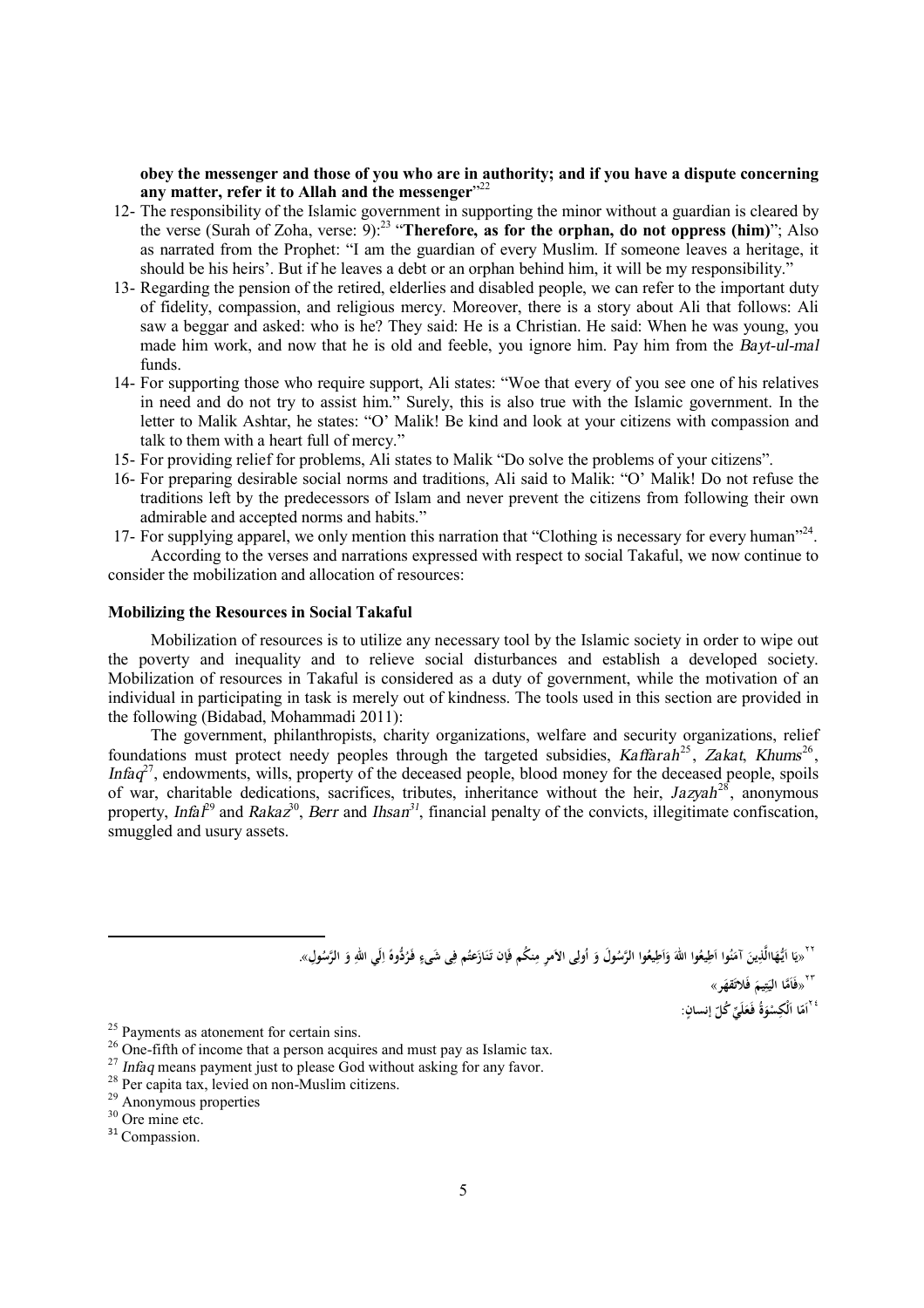**obey the messenger and those of you who are in authority; and if you have a dispute concerning any matter, refer it to Allah and the messenger**"[22]

12- The responsibility of the Islamic government in supporting the minor without a guardian is cleared by the verse (Surah of Zoha, verse: 9):[23] "**Therefore, as for the orphan, do not oppress (him)**"; Also as narrated from the Prophet: "I am the guardian of every Muslim. If someone leaves a heritage, it should be his heirs'. But if he leaves a debt or an orphan behind him, it will be my responsibility."

13- Regarding the pension of the retired, elderlies and disabled people, we can refer to the important duty of fidelity, compassion, and religious mercy. Moreover, there is a story about Ali that follows: Ali saw a beggar and asked: who is he? They said: He is a Christian. He said: When he was young, you made him work, and now that he is old and feeble, you ignore him. Pay him from the *Bayt-ul-mal* funds.

14- For supporting those who require support, Ali states: "Woe that every of you see one of his relatives in need and do not try to assist him." Surely, this is also true with the Islamic government. In the letter to Malik Ashtar, he states: "O' Malik! Be kind and look at your citizens with compassion and talk to them with a heart full of mercy."

15- For providing relief for problems, Ali states to Malik "Do solve the problems of your citizens".

16- For preparing desirable social norms and traditions, Ali said to Malik: "O' Malik! Do not refuse the traditions left by the predecessors of Islam and never prevent the citizens from following their own admirable and accepted norms and habits."

17- For supplying apparel, we only mention this narration that "Clothing is necessary for every human"[24].

According to the verses and narrations expressed with respect to social Takaful, we now continue to consider the mobilization and allocation of resources:

**Mobilizing the Resources in Social Takaful**

Mobilization of resources is to utilize any necessary tool by the Islamic society in order to wipe out the poverty and inequality and to relieve social disturbances and establish a developed society. Mobilization of resources in Takaful is considered as a duty of government, while the motivation of an individual in participating in task is merely out of kindness. The tools used in this section are provided in the following (Bidabad, Mohammadi 2011):

The government, philanthropists, charity organizations, welfare and security organizations, relief foundations must protect needy peoples through the targeted subsidies, *Kaffarah*[25], *Zakat*, *Khums*[26], *Infaq*[27], endowments, wills, property of the deceased people, blood money for the deceased people, spoils of war, charitable dedications, sacrifices, tributes, inheritance without the heir, *Jazyah*[28], anonymous property, *Infal*[29] and *Rakaz*[30], *Berr* and *Ihsan*[31], financial penalty of the convicts, illegitimate confiscation, smuggled and usury assets.

---

[22] «يَا اَيُّهَاالَّذِينَ آمَنُوا اَطِيعُوا اللهَ وَاَطِيعُوا الرَّسُولَ وَ اُولِي الاَمرِ مِنكُم فَإن تَنَازَعتُم فِي شَيءٍ فَرُدُّوهُ اِلَي اللهِ وَ الرَّسُولِ».

[23] «فَاَمَّا اليَتِيمَ فَلاتَقهَر»

[24] اَمَا اَلْكِسْوَةُ فَعَلَيَّ كُلِّ إنسانٍ:

[25] Payments as atonement for certain sins.

[26] One-fifth of income that a person acquires and must pay as Islamic tax.

[27] *Infaq* means payment just to please God without asking for any favor.

[28] Per capita tax, levied on non-Muslim citizens.

[29] Anonymous properties

[30] Ore mine etc.

[31] Compassion.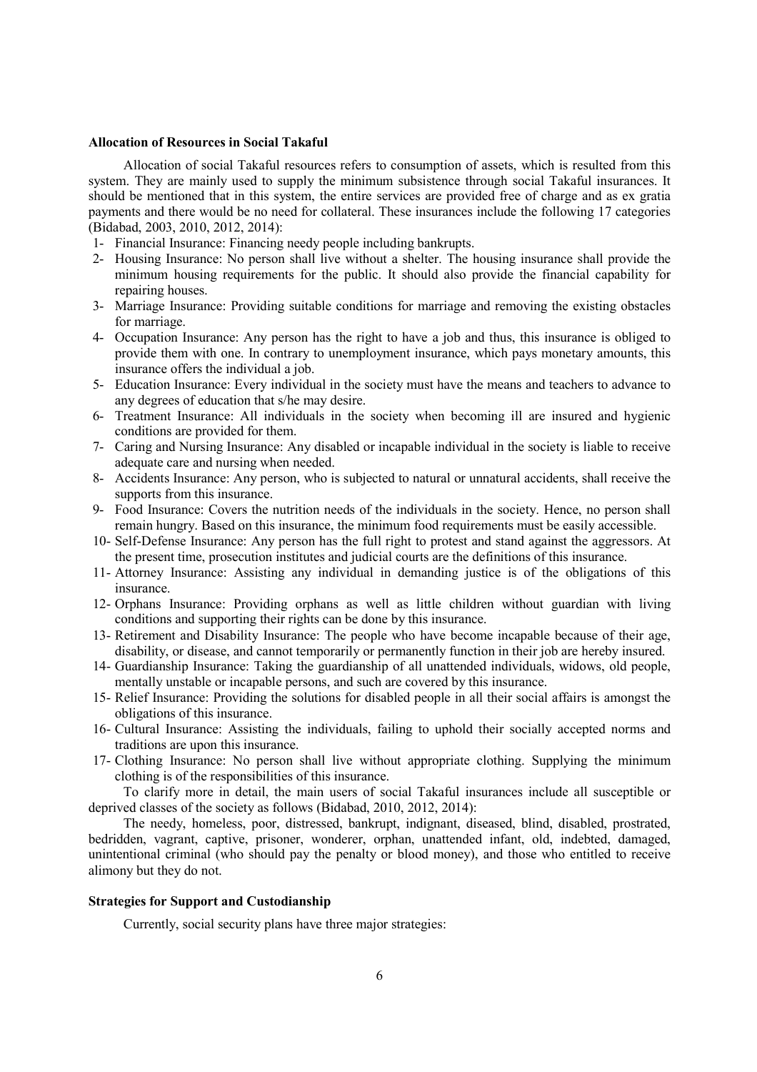**Allocation of Resources in Social Takaful**

Allocation of social Takaful resources refers to consumption of assets, which is resulted from this system. They are mainly used to supply the minimum subsistence through social Takaful insurances. It should be mentioned that in this system, the entire services are provided free of charge and as ex gratia payments and there would be no need for collateral. These insurances include the following 17 categories (Bidabad, 2003, 2010, 2012, 2014):

1- Financial Insurance: Financing needy people including bankrupts.
2- Housing Insurance: No person shall live without a shelter. The housing insurance shall provide the minimum housing requirements for the public. It should also provide the financial capability for repairing houses.
3- Marriage Insurance: Providing suitable conditions for marriage and removing the existing obstacles for marriage.
4- Occupation Insurance: Any person has the right to have a job and thus, this insurance is obliged to provide them with one. In contrary to unemployment insurance, which pays monetary amounts, this insurance offers the individual a job.
5- Education Insurance: Every individual in the society must have the means and teachers to advance to any degrees of education that s/he may desire.
6- Treatment Insurance: All individuals in the society when becoming ill are insured and hygienic conditions are provided for them.
7- Caring and Nursing Insurance: Any disabled or incapable individual in the society is liable to receive adequate care and nursing when needed.
8- Accidents Insurance: Any person, who is subjected to natural or unnatural accidents, shall receive the supports from this insurance.
9- Food Insurance: Covers the nutrition needs of the individuals in the society. Hence, no person shall remain hungry. Based on this insurance, the minimum food requirements must be easily accessible.
10- Self-Defense Insurance: Any person has the full right to protest and stand against the aggressors. At the present time, prosecution institutes and judicial courts are the definitions of this insurance.
11- Attorney Insurance: Assisting any individual in demanding justice is of the obligations of this insurance.
12- Orphans Insurance: Providing orphans as well as little children without guardian with living conditions and supporting their rights can be done by this insurance.
13- Retirement and Disability Insurance: The people who have become incapable because of their age, disability, or disease, and cannot temporarily or permanently function in their job are hereby insured.
14- Guardianship Insurance: Taking the guardianship of all unattended individuals, widows, old people, mentally unstable or incapable persons, and such are covered by this insurance.
15- Relief Insurance: Providing the solutions for disabled people in all their social affairs is amongst the obligations of this insurance.
16- Cultural Insurance: Assisting the individuals, failing to uphold their socially accepted norms and traditions are upon this insurance.
17- Clothing Insurance: No person shall live without appropriate clothing. Supplying the minimum clothing is of the responsibilities of this insurance.

To clarify more in detail, the main users of social Takaful insurances include all susceptible or deprived classes of the society as follows (Bidabad, 2010, 2012, 2014):

The needy, homeless, poor, distressed, bankrupt, indignant, diseased, blind, disabled, prostrated, bedridden, vagrant, captive, prisoner, wonderer, orphan, unattended infant, old, indebted, damaged, unintentional criminal (who should pay the penalty or blood money), and those who entitled to receive alimony but they do not.

**Strategies for Support and Custodianship**

Currently, social security plans have three major strategies: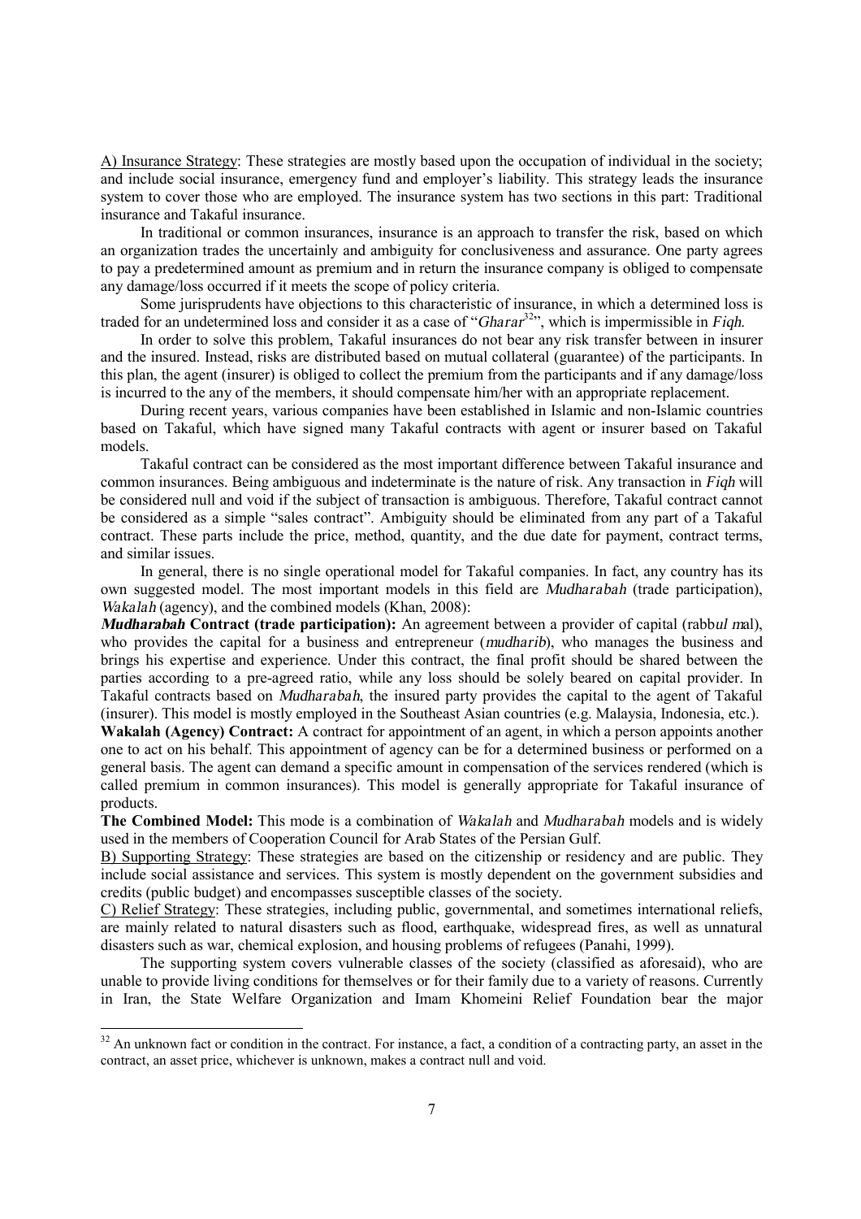A) Insurance Strategy: These strategies are mostly based upon the occupation of individual in the society; and include social insurance, emergency fund and employer's liability. This strategy leads the insurance system to cover those who are employed. The insurance system has two sections in this part: Traditional insurance and Takaful insurance.

In traditional or common insurances, insurance is an approach to transfer the risk, based on which an organization trades the uncertainly and ambiguity for conclusiveness and assurance. One party agrees to pay a predetermined amount as premium and in return the insurance company is obliged to compensate any damage/loss occurred if it meets the scope of policy criteria.

Some jurisprudents have objections to this characteristic of insurance, in which a determined loss is traded for an undetermined loss and consider it as a case of "*Gharar*[32]", which is impermissible in *Fiqh*.

In order to solve this problem, Takaful insurances do not bear any risk transfer between in insurer and the insured. Instead, risks are distributed based on mutual collateral (guarantee) of the participants. In this plan, the agent (insurer) is obliged to collect the premium from the participants and if any damage/loss is incurred to the any of the members, it should compensate him/her with an appropriate replacement.

During recent years, various companies have been established in Islamic and non-Islamic countries based on Takaful, which have signed many Takaful contracts with agent or insurer based on Takaful models.

Takaful contract can be considered as the most important difference between Takaful insurance and common insurances. Being ambiguous and indeterminate is the nature of risk. Any transaction in *Fiqh* will be considered null and void if the subject of transaction is ambiguous. Therefore, Takaful contract cannot be considered as a simple "sales contract". Ambiguity should be eliminated from any part of a Takaful contract. These parts include the price, method, quantity, and the due date for payment, contract terms, and similar issues.

In general, there is no single operational model for Takaful companies. In fact, any country has its own suggested model. The most important models in this field are *Mudharabah* (trade participation), *Wakalah* (agency), and the combined models (Khan, 2008):

***Mudharabah* Contract (trade participation):** An agreement between a provider of capital (rabb*ul m*al), who provides the capital for a business and entrepreneur (*mudharib*), who manages the business and brings his expertise and experience. Under this contract, the final profit should be shared between the parties according to a pre-agreed ratio, while any loss should be solely beared on capital provider. In Takaful contracts based on *Mudharabah*, the insured party provides the capital to the agent of Takaful (insurer). This model is mostly employed in the Southeast Asian countries (e.g. Malaysia, Indonesia, etc.).

**Wakalah (Agency) Contract:** A contract for appointment of an agent, in which a person appoints another one to act on his behalf. This appointment of agency can be for a determined business or performed on a general basis. The agent can demand a specific amount in compensation of the services rendered (which is called premium in common insurances). This model is generally appropriate for Takaful insurance of products.

**The Combined Model:** This mode is a combination of *Wakalah* and *Mudharabah* models and is widely used in the members of Cooperation Council for Arab States of the Persian Gulf.

B) Supporting Strategy: These strategies are based on the citizenship or residency and are public. They include social assistance and services. This system is mostly dependent on the government subsidies and credits (public budget) and encompasses susceptible classes of the society.

C) Relief Strategy: These strategies, including public, governmental, and sometimes international reliefs, are mainly related to natural disasters such as flood, earthquake, widespread fires, as well as unnatural disasters such as war, chemical explosion, and housing problems of refugees (Panahi, 1999).

The supporting system covers vulnerable classes of the society (classified as aforesaid), who are unable to provide living conditions for themselves or for their family due to a variety of reasons. Currently in Iran, the State Welfare Organization and Imam Khomeini Relief Foundation bear the major

---

[32] An unknown fact or condition in the contract. For instance, a fact, a condition of a contracting party, an asset in the contract, an asset price, whichever is unknown, makes a contract null and void.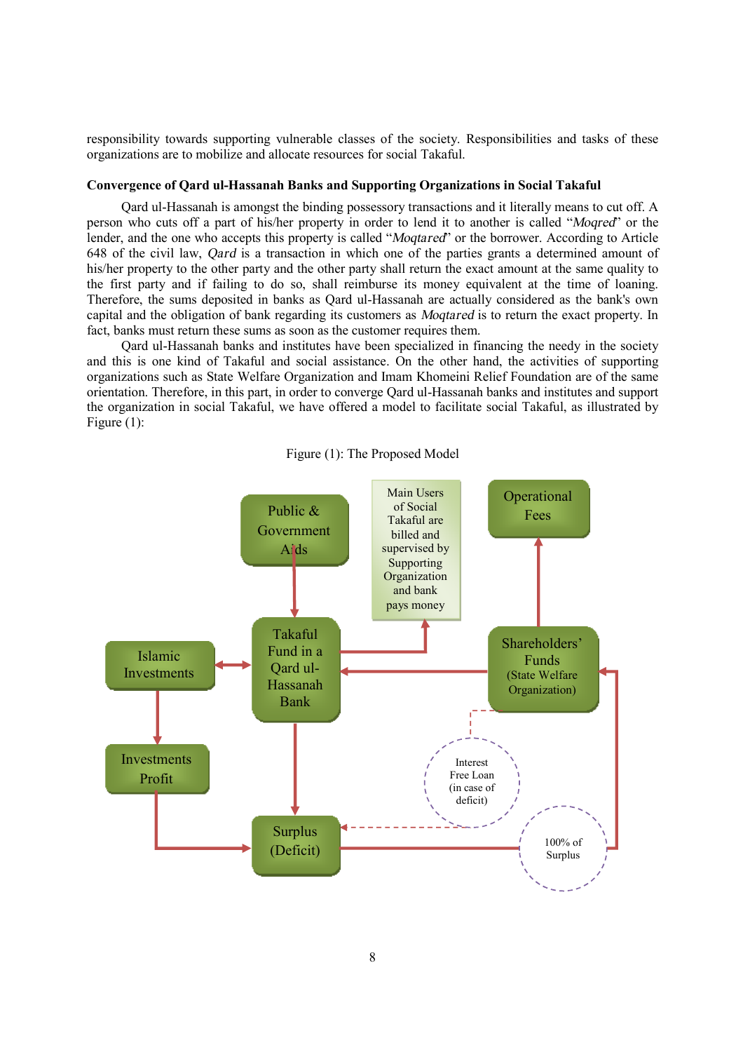responsibility towards supporting vulnerable classes of the society. Responsibilities and tasks of these organizations are to mobilize and allocate resources for social Takaful.

### Convergence of Qard ul-Hassanah Banks and Supporting Organizations in Social Takaful

Qard ul-Hassanah is amongst the binding possessory transactions and it literally means to cut off. A person who cuts off a part of his/her property in order to lend it to another is called "*Moqred*" or the lender, and the one who accepts this property is called "*Moqtared*" or the borrower. According to Article 648 of the civil law, *Qard* is a transaction in which one of the parties grants a determined amount of his/her property to the other party and the other party shall return the exact amount at the same quality to the first party and if failing to do so, shall reimburse its money equivalent at the time of loaning. Therefore, the sums deposited in banks as Qard ul-Hassanah are actually considered as the bank's own capital and the obligation of bank regarding its customers as *Moqtared* is to return the exact property. In fact, banks must return these sums as soon as the customer requires them.

Qard ul-Hassanah banks and institutes have been specialized in financing the needy in the society and this is one kind of Takaful and social assistance. On the other hand, the activities of supporting organizations such as State Welfare Organization and Imam Khomeini Relief Foundation are of the same orientation. Therefore, in this part, in order to converge Qard ul-Hassanah banks and institutes and support the organization in social Takaful, we have offered a model to facilitate social Takaful, as illustrated by Figure (1):

Figure (1): The Proposed Model

Public & Government Aids

Main Users of Social Takaful are billed and supervised by Supporting Organization and bank pays money

Operational Fees

Islamic Investments

Takaful Fund in a Qard ul-Hassanah Bank

Shareholders' Funds (State Welfare Organization)

Investments Profit

Interest Free Loan (in case of deficit)

Surplus (Deficit)

100% of Surplus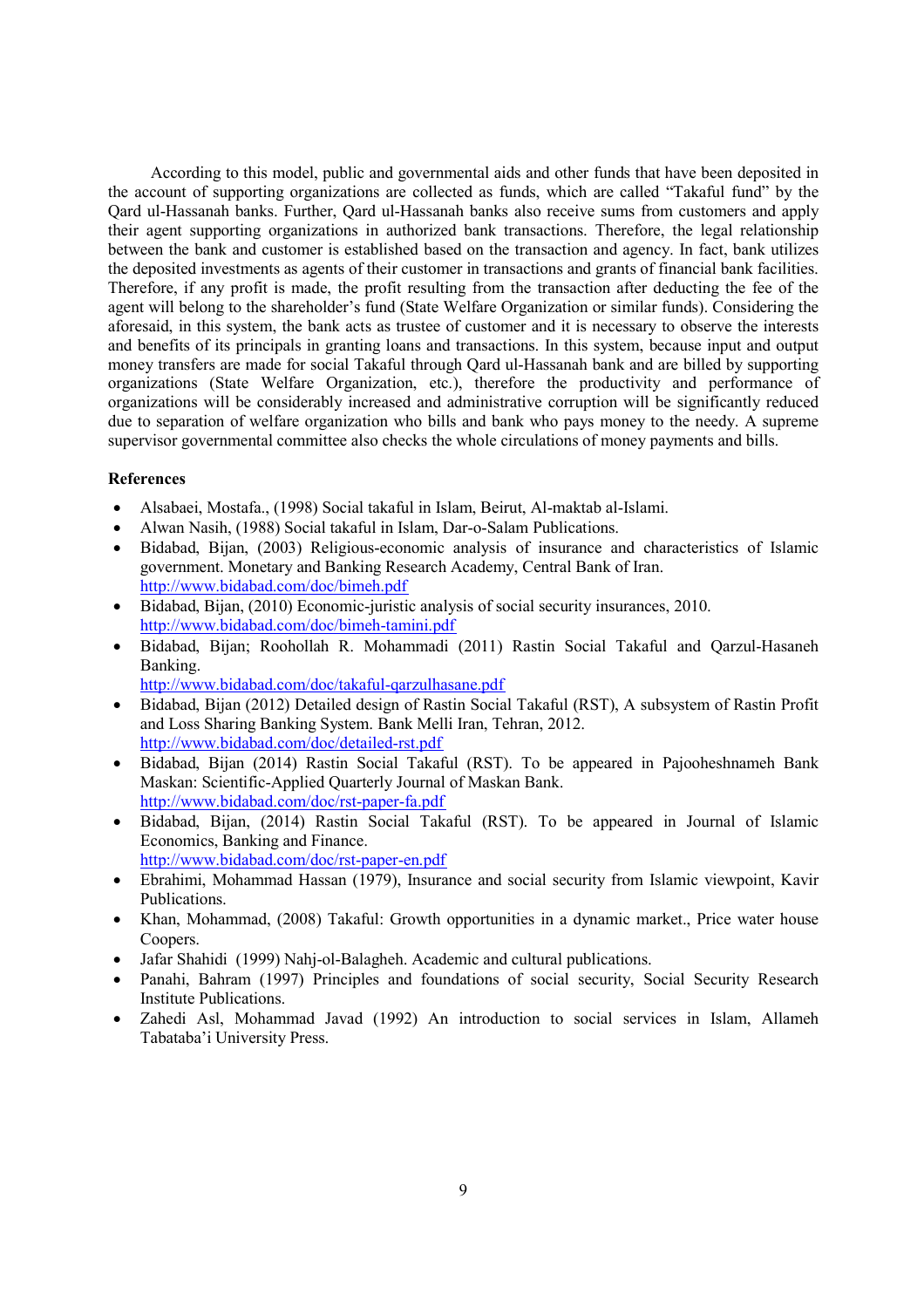According to this model, public and governmental aids and other funds that have been deposited in the account of supporting organizations are collected as funds, which are called "Takaful fund" by the Qard ul-Hassanah banks. Further, Qard ul-Hassanah banks also receive sums from customers and apply their agent supporting organizations in authorized bank transactions. Therefore, the legal relationship between the bank and customer is established based on the transaction and agency. In fact, bank utilizes the deposited investments as agents of their customer in transactions and grants of financial bank facilities. Therefore, if any profit is made, the profit resulting from the transaction after deducting the fee of the agent will belong to the shareholder's fund (State Welfare Organization or similar funds). Considering the aforesaid, in this system, the bank acts as trustee of customer and it is necessary to observe the interests and benefits of its principals in granting loans and transactions. In this system, because input and output money transfers are made for social Takaful through Qard ul-Hassanah bank and are billed by supporting organizations (State Welfare Organization, etc.), therefore the productivity and performance of organizations will be considerably increased and administrative corruption will be significantly reduced due to separation of welfare organization who bills and bank who pays money to the needy. A supreme supervisor governmental committee also checks the whole circulations of money payments and bills.

**References**

- Alsabaei, Mostafa., (1998) Social takaful in Islam, Beirut, Al-maktab al-Islami.
- Alwan Nasih, (1988) Social takaful in Islam, Dar-o-Salam Publications.
- Bidabad, Bijan, (2003) Religious-economic analysis of insurance and characteristics of Islamic government. Monetary and Banking Research Academy, Central Bank of Iran. http://www.bidabad.com/doc/bimeh.pdf
- Bidabad, Bijan, (2010) Economic-juristic analysis of social security insurances, 2010. http://www.bidabad.com/doc/bimeh-tamini.pdf
- Bidabad, Bijan; Roohollah R. Mohammadi (2011) Rastin Social Takaful and Qarzul-Hasaneh Banking. http://www.bidabad.com/doc/takaful-qarzulhasane.pdf
- Bidabad, Bijan (2012) Detailed design of Rastin Social Takaful (RST), A subsystem of Rastin Profit and Loss Sharing Banking System. Bank Melli Iran, Tehran, 2012. http://www.bidabad.com/doc/detailed-rst.pdf
- Bidabad, Bijan (2014) Rastin Social Takaful (RST). To be appeared in Pajooheshnameh Bank Maskan: Scientific-Applied Quarterly Journal of Maskan Bank. http://www.bidabad.com/doc/rst-paper-fa.pdf
- Bidabad, Bijan, (2014) Rastin Social Takaful (RST). To be appeared in Journal of Islamic Economics, Banking and Finance. http://www.bidabad.com/doc/rst-paper-en.pdf
- Ebrahimi, Mohammad Hassan (1979), Insurance and social security from Islamic viewpoint, Kavir Publications.
- Khan, Mohammad, (2008) Takaful: Growth opportunities in a dynamic market., Price water house Coopers.
- Jafar Shahidi (1999) Nahj-ol-Balagheh. Academic and cultural publications.
- Panahi, Bahram (1997) Principles and foundations of social security, Social Security Research Institute Publications.
- Zahedi Asl, Mohammad Javad (1992) An introduction to social services in Islam, Allameh Tabataba'i University Press.